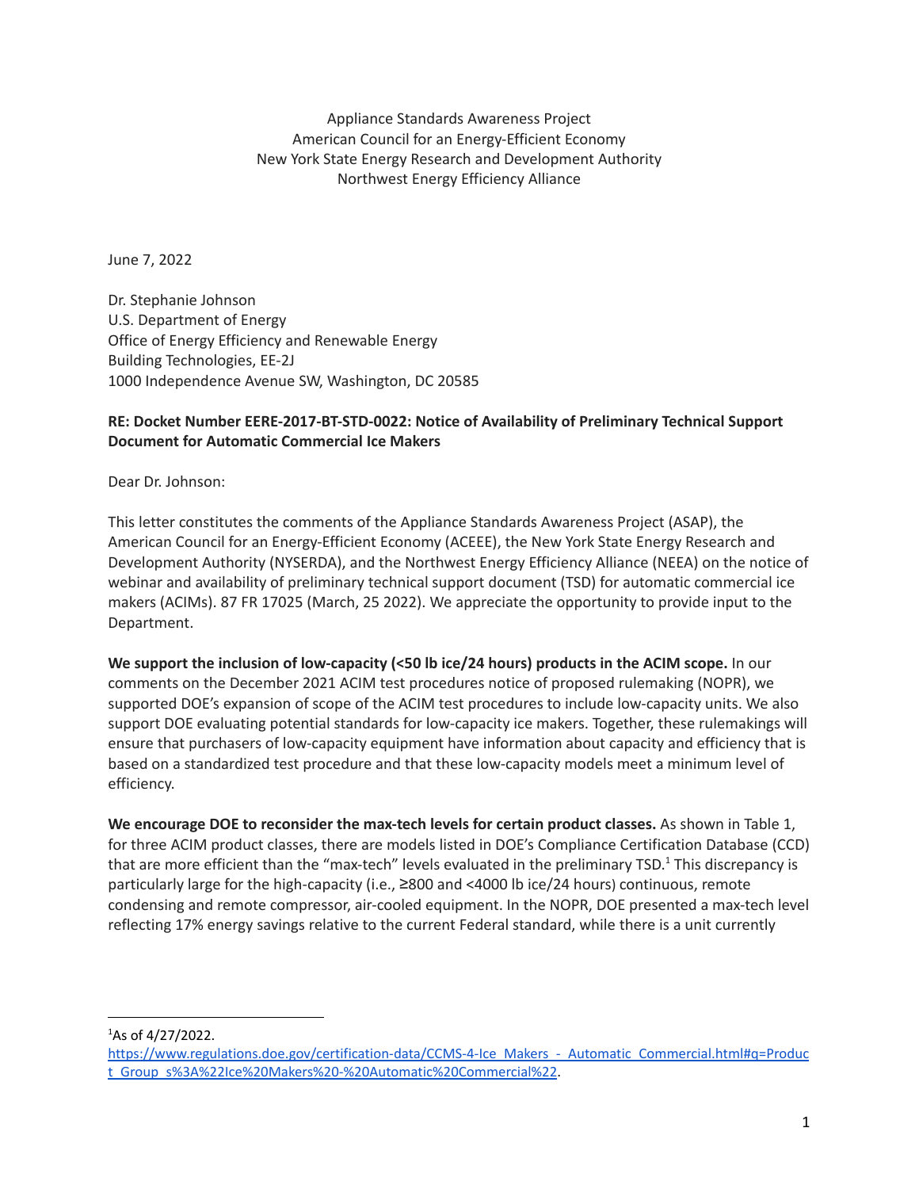Appliance Standards Awareness Project
American Council for an Energy-Efficient Economy
New York State Energy Research and Development Authority
Northwest Energy Efficiency Alliance

June 7, 2022

Dr. Stephanie Johnson
U.S. Department of Energy
Office of Energy Efficiency and Renewable Energy
Building Technologies, EE-2J
1000 Independence Avenue SW, Washington, DC 20585

**RE: Docket Number EERE-2017-BT-STD-0022: Notice of Availability of Preliminary Technical Support Document for Automatic Commercial Ice Makers**

Dear Dr. Johnson:

This letter constitutes the comments of the Appliance Standards Awareness Project (ASAP), the American Council for an Energy-Efficient Economy (ACEEE), the New York State Energy Research and Development Authority (NYSERDA), and the Northwest Energy Efficiency Alliance (NEEA) on the notice of webinar and availability of preliminary technical support document (TSD) for automatic commercial ice makers (ACIMs). 87 FR 17025 (March, 25 2022). We appreciate the opportunity to provide input to the Department.

**We support the inclusion of low-capacity (<50 lb ice/24 hours) products in the ACIM scope.** In our comments on the December 2021 ACIM test procedures notice of proposed rulemaking (NOPR), we supported DOE's expansion of scope of the ACIM test procedures to include low-capacity units. We also support DOE evaluating potential standards for low-capacity ice makers. Together, these rulemakings will ensure that purchasers of low-capacity equipment have information about capacity and efficiency that is based on a standardized test procedure and that these low-capacity models meet a minimum level of efficiency.

**We encourage DOE to reconsider the max-tech levels for certain product classes.** As shown in Table 1, for three ACIM product classes, there are models listed in DOE's Compliance Certification Database (CCD) that are more efficient than the "max-tech" levels evaluated in the preliminary TSD.[1] This discrepancy is particularly large for the high-capacity (i.e., ≥800 and <4000 lb ice/24 hours) continuous, remote condensing and remote compressor, air-cooled equipment. In the NOPR, DOE presented a max-tech level reflecting 17% energy savings relative to the current Federal standard, while there is a unit currently

[1]As of 4/27/2022. https://www.regulations.doe.gov/certification-data/CCMS-4-Ice_Makers_-_Automatic_Commercial.html#q=Product_Group_s%3A%22Ice%20Makers%20-%20Automatic%20Commercial%22.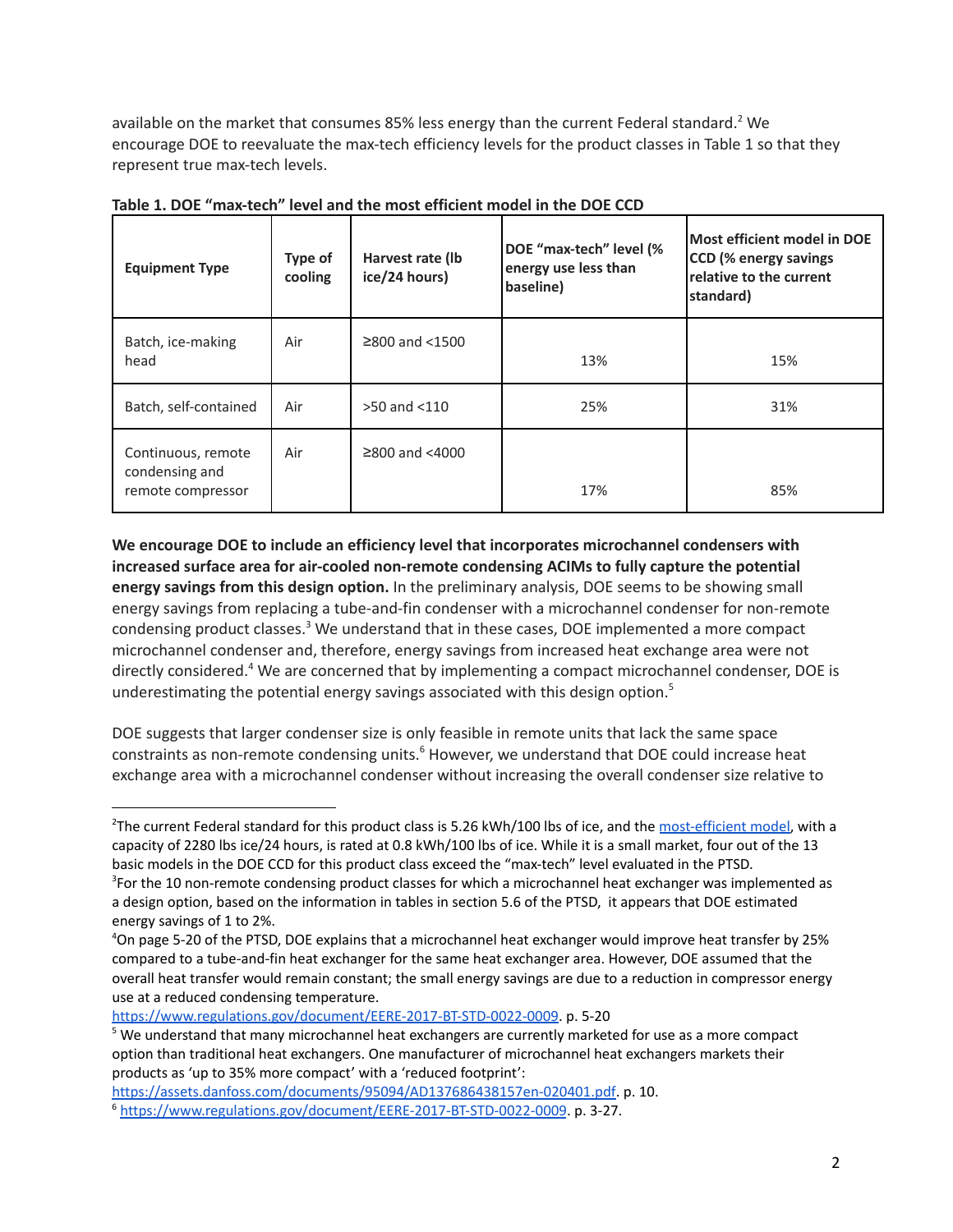available on the market that consumes 85% less energy than the current Federal standard.[2] We encourage DOE to reevaluate the max-tech efficiency levels for the product classes in Table 1 so that they represent true max-tech levels.

**Table 1. DOE "max-tech" level and the most efficient model in the DOE CCD**

| Equipment Type | Type of cooling | Harvest rate (lb ice/24 hours) | DOE "max-tech" level (% energy use less than baseline) | Most efficient model in DOE CCD (% energy savings relative to the current standard) |
|---|---|---|---|---|
| Batch, ice-making head | Air | ≥800 and <1500 | 13% | 15% |
| Batch, self-contained | Air | >50 and <110 | 25% | 31% |
| Continuous, remote condensing and remote compressor | Air | ≥800 and <4000 | 17% | 85% |

**We encourage DOE to include an efficiency level that incorporates microchannel condensers with increased surface area for air-cooled non-remote condensing ACIMs to fully capture the potential energy savings from this design option.** In the preliminary analysis, DOE seems to be showing small energy savings from replacing a tube-and-fin condenser with a microchannel condenser for non-remote condensing product classes.[3] We understand that in these cases, DOE implemented a more compact microchannel condenser and, therefore, energy savings from increased heat exchange area were not directly considered.[4] We are concerned that by implementing a compact microchannel condenser, DOE is underestimating the potential energy savings associated with this design option.[5]

DOE suggests that larger condenser size is only feasible in remote units that lack the same space constraints as non-remote condensing units.[6] However, we understand that DOE could increase heat exchange area with a microchannel condenser without increasing the overall condenser size relative to

---

[2]The current Federal standard for this product class is 5.26 kWh/100 lbs of ice, and the most-efficient model, with a capacity of 2280 lbs ice/24 hours, is rated at 0.8 kWh/100 lbs of ice. While it is a small market, four out of the 13 basic models in the DOE CCD for this product class exceed the "max-tech" level evaluated in the PTSD.

[3]For the 10 non-remote condensing product classes for which a microchannel heat exchanger was implemented as a design option, based on the information in tables in section 5.6 of the PTSD, it appears that DOE estimated energy savings of 1 to 2%.

[4]On page 5-20 of the PTSD, DOE explains that a microchannel heat exchanger would improve heat transfer by 25% compared to a tube-and-fin heat exchanger for the same heat exchanger area. However, DOE assumed that the overall heat transfer would remain constant; the small energy savings are due to a reduction in compressor energy use at a reduced condensing temperature. https://www.regulations.gov/document/EERE-2017-BT-STD-0022-0009. p. 5-20

[5] We understand that many microchannel heat exchangers are currently marketed for use as a more compact option than traditional heat exchangers. One manufacturer of microchannel heat exchangers markets their products as 'up to 35% more compact' with a 'reduced footprint': https://assets.danfoss.com/documents/95094/AD137686438157en-020401.pdf. p. 10.

[6] https://www.regulations.gov/document/EERE-2017-BT-STD-0022-0009. p. 3-27.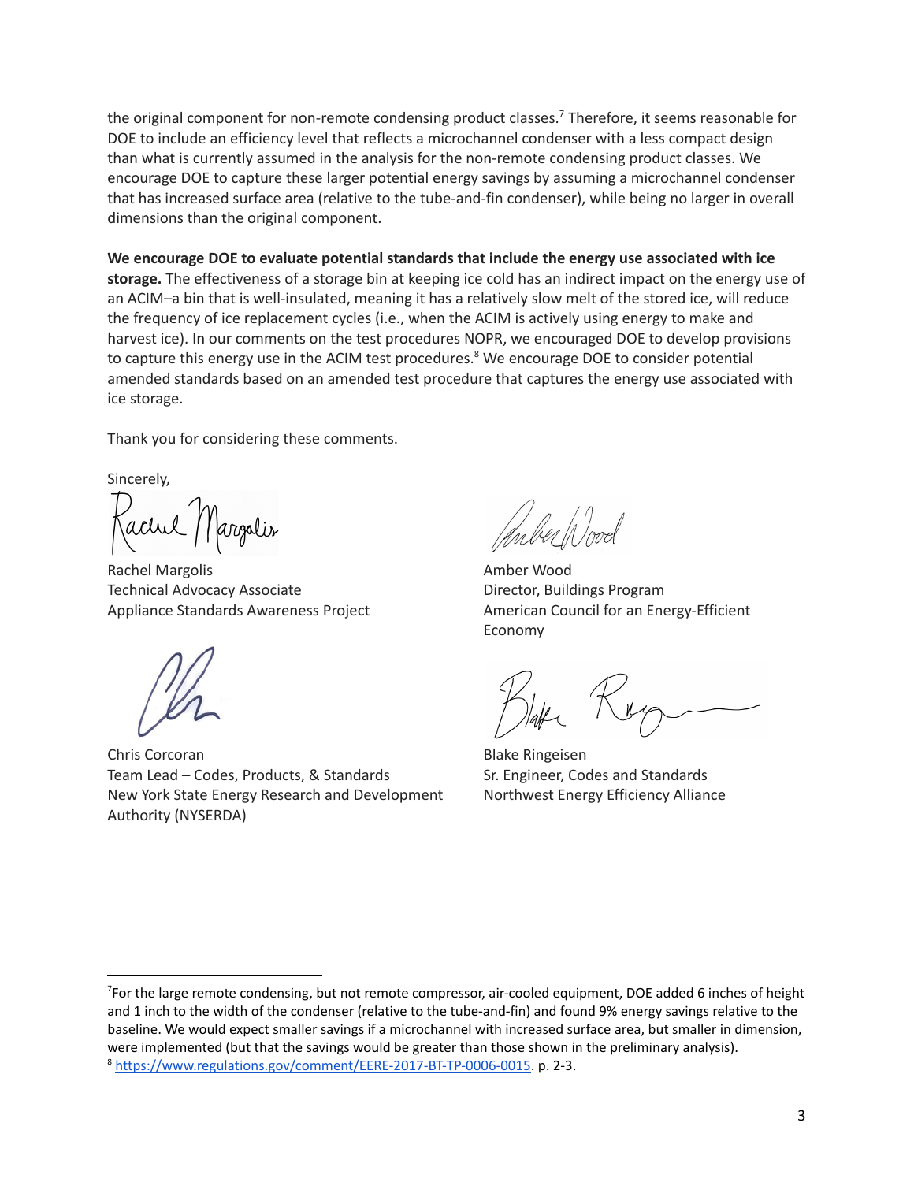the original component for non-remote condensing product classes.[7] Therefore, it seems reasonable for DOE to include an efficiency level that reflects a microchannel condenser with a less compact design than what is currently assumed in the analysis for the non-remote condensing product classes. We encourage DOE to capture these larger potential energy savings by assuming a microchannel condenser that has increased surface area (relative to the tube-and-fin condenser), while being no larger in overall dimensions than the original component.

**We encourage DOE to evaluate potential standards that include the energy use associated with ice storage.** The effectiveness of a storage bin at keeping ice cold has an indirect impact on the energy use of an ACIM–a bin that is well-insulated, meaning it has a relatively slow melt of the stored ice, will reduce the frequency of ice replacement cycles (i.e., when the ACIM is actively using energy to make and harvest ice). In our comments on the test procedures NOPR, we encouraged DOE to develop provisions to capture this energy use in the ACIM test procedures.[8] We encourage DOE to consider potential amended standards based on an amended test procedure that captures the energy use associated with ice storage.

Thank you for considering these comments.

Sincerely,

Rachel Margolis
Technical Advocacy Associate
Appliance Standards Awareness Project

Amber Wood
Director, Buildings Program
American Council for an Energy-Efficient Economy

Chris Corcoran
Team Lead – Codes, Products, & Standards
New York State Energy Research and Development Authority (NYSERDA)

Blake Ringeisen
Sr. Engineer, Codes and Standards
Northwest Energy Efficiency Alliance

[7] For the large remote condensing, but not remote compressor, air-cooled equipment, DOE added 6 inches of height and 1 inch to the width of the condenser (relative to the tube-and-fin) and found 9% energy savings relative to the baseline. We would expect smaller savings if a microchannel with increased surface area, but smaller in dimension, were implemented (but that the savings would be greater than those shown in the preliminary analysis).

[8] https://www.regulations.gov/comment/EERE-2017-BT-TP-0006-0015. p. 2-3.